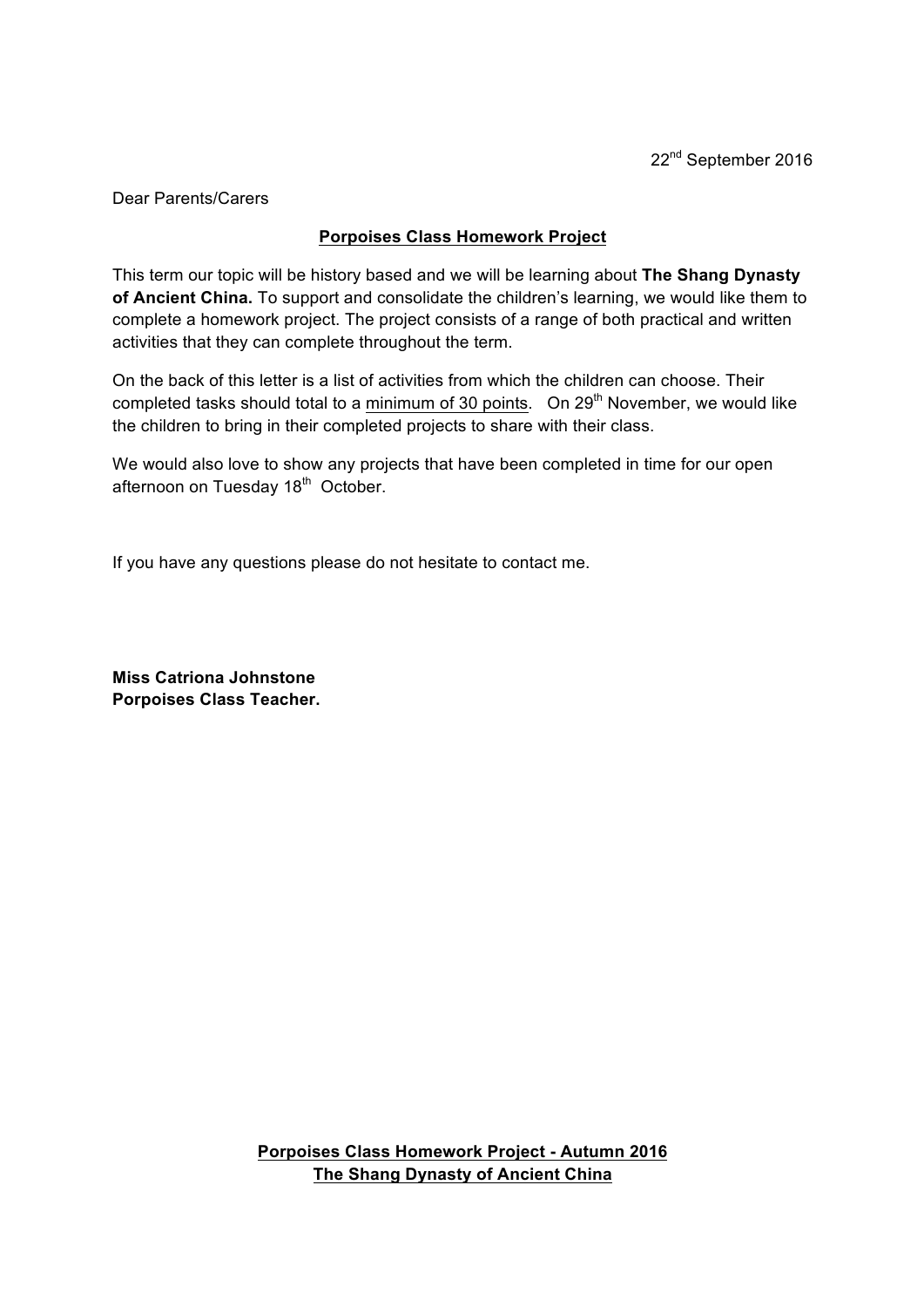22nd September 2016

Dear Parents/Carers

**Porpoises Class Homework Project**

This term our topic will be history based and we will be learning about **The Shang Dynasty of Ancient China.** To support and consolidate the children's learning, we would like them to complete a homework project. The project consists of a range of both practical and written activities that they can complete throughout the term.

On the back of this letter is a list of activities from which the children can choose. Their completed tasks should total to a minimum of 30 points. On 29th November, we would like the children to bring in their completed projects to share with their class.

We would also love to show any projects that have been completed in time for our open afternoon on Tuesday 18th October.

If you have any questions please do not hesitate to contact me.

**Miss Catriona Johnstone**
**Porpoises Class Teacher.**

**Porpoises Class Homework Project - Autumn 2016**
**The Shang Dynasty of Ancient China**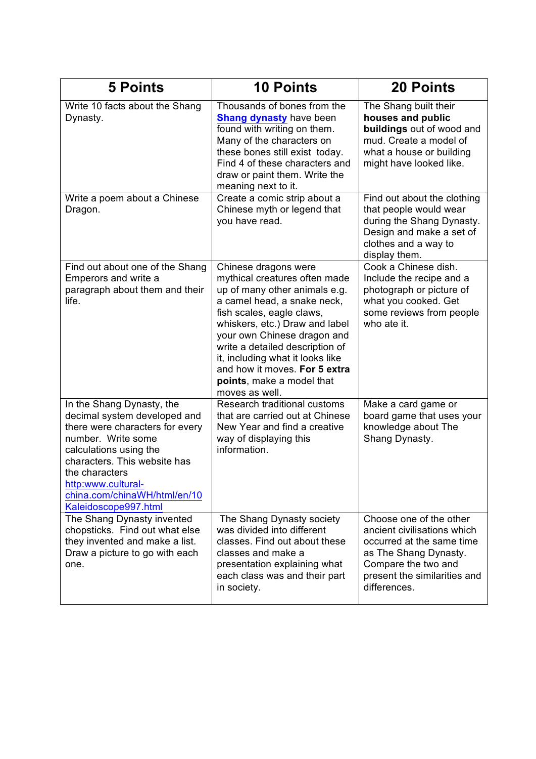| 5 Points | 10 Points | 20 Points |
|---|---|---|
| Write 10 facts about the Shang Dynasty. | Thousands of bones from the **Shang dynasty** have been found with writing on them. Many of the characters on these bones still exist today. Find 4 of these characters and draw or paint them. Write the meaning next to it. | The Shang built their **houses and public buildings** out of wood and mud. Create a model of what a house or building might have looked like. |
| Write a poem about a Chinese Dragon. | Create a comic strip about a Chinese myth or legend that you have read. | Find out about the clothing that people would wear during the Shang Dynasty. Design and make a set of clothes and a way to display them. |
| Find out about one of the Shang Emperors and write a paragraph about them and their life. | Chinese dragons were mythical creatures often made up of many other animals e.g. a camel head, a snake neck, fish scales, eagle claws, whiskers, etc.) Draw and label your own Chinese dragon and write a detailed description of it, including what it looks like and how it moves. **For 5 extra points**, make a model that moves as well. | Cook a Chinese dish. Include the recipe and a photograph or picture of what you cooked. Get some reviews from people who ate it. |
| In the Shang Dynasty, the decimal system developed and there were characters for every number. Write some calculations using the characters. This website has the characters http:www.cultural-china.com/chinaWH/html/en/10Kaleidoscope997.html | Research traditional customs that are carried out at Chinese New Year and find a creative way of displaying this information. | Make a card game or board game that uses your knowledge about The Shang Dynasty. |
| The Shang Dynasty invented chopsticks. Find out what else they invented and make a list. Draw a picture to go with each one. | The Shang Dynasty society was divided into different classes. Find out about these classes and make a presentation explaining what each class was and their part in society. | Choose one of the other ancient civilisations which occurred at the same time as The Shang Dynasty. Compare the two and present the similarities and differences. |